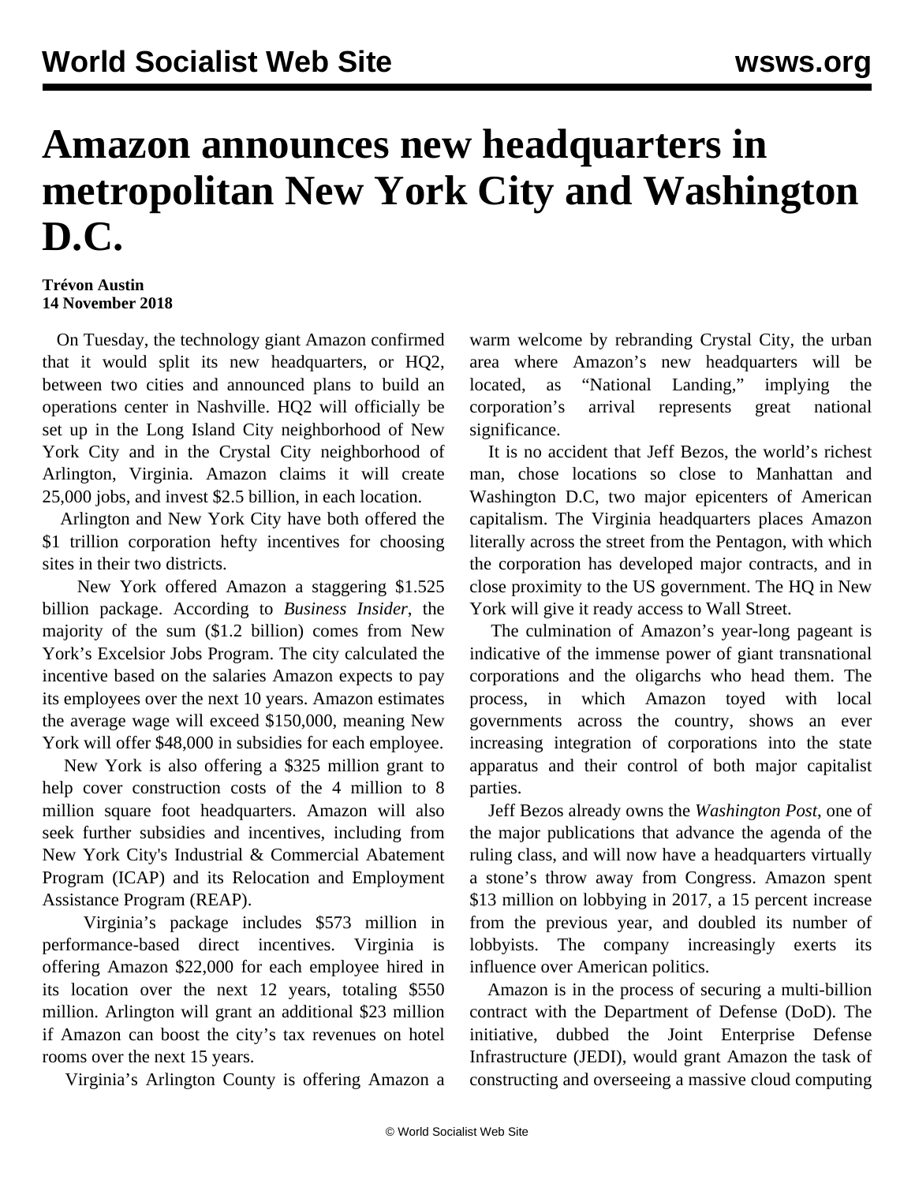# Amazon announces new headquarters in metropolitan New York City and Washington D.C.

**Trévon Austin**
**14 November 2018**

On Tuesday, the technology giant Amazon confirmed that it would split its new headquarters, or HQ2, between two cities and announced plans to build an operations center in Nashville. HQ2 will officially be set up in the Long Island City neighborhood of New York City and in the Crystal City neighborhood of Arlington, Virginia. Amazon claims it will create 25,000 jobs, and invest $2.5 billion, in each location.

Arlington and New York City have both offered the $1 trillion corporation hefty incentives for choosing sites in their two districts.

New York offered Amazon a staggering $1.525 billion package. According to *Business Insider*, the majority of the sum ($1.2 billion) comes from New York's Excelsior Jobs Program. The city calculated the incentive based on the salaries Amazon expects to pay its employees over the next 10 years. Amazon estimates the average wage will exceed $150,000, meaning New York will offer $48,000 in subsidies for each employee.

New York is also offering a $325 million grant to help cover construction costs of the 4 million to 8 million square foot headquarters. Amazon will also seek further subsidies and incentives, including from New York City's Industrial & Commercial Abatement Program (ICAP) and its Relocation and Employment Assistance Program (REAP).

Virginia's package includes $573 million in performance-based direct incentives. Virginia is offering Amazon $22,000 for each employee hired in its location over the next 12 years, totaling $550 million. Arlington will grant an additional $23 million if Amazon can boost the city's tax revenues on hotel rooms over the next 15 years.

Virginia's Arlington County is offering Amazon a warm welcome by rebranding Crystal City, the urban area where Amazon's new headquarters will be located, as "National Landing," implying the corporation's arrival represents great national significance.

It is no accident that Jeff Bezos, the world's richest man, chose locations so close to Manhattan and Washington D.C, two major epicenters of American capitalism. The Virginia headquarters places Amazon literally across the street from the Pentagon, with which the corporation has developed major contracts, and in close proximity to the US government. The HQ in New York will give it ready access to Wall Street.

The culmination of Amazon's year-long pageant is indicative of the immense power of giant transnational corporations and the oligarchs who head them. The process, in which Amazon toyed with local governments across the country, shows an ever increasing integration of corporations into the state apparatus and their control of both major capitalist parties.

Jeff Bezos already owns the *Washington Post*, one of the major publications that advance the agenda of the ruling class, and will now have a headquarters virtually a stone's throw away from Congress. Amazon spent $13 million on lobbying in 2017, a 15 percent increase from the previous year, and doubled its number of lobbyists. The company increasingly exerts its influence over American politics.

Amazon is in the process of securing a multi-billion contract with the Department of Defense (DoD). The initiative, dubbed the Joint Enterprise Defense Infrastructure (JEDI), would grant Amazon the task of constructing and overseeing a massive cloud computing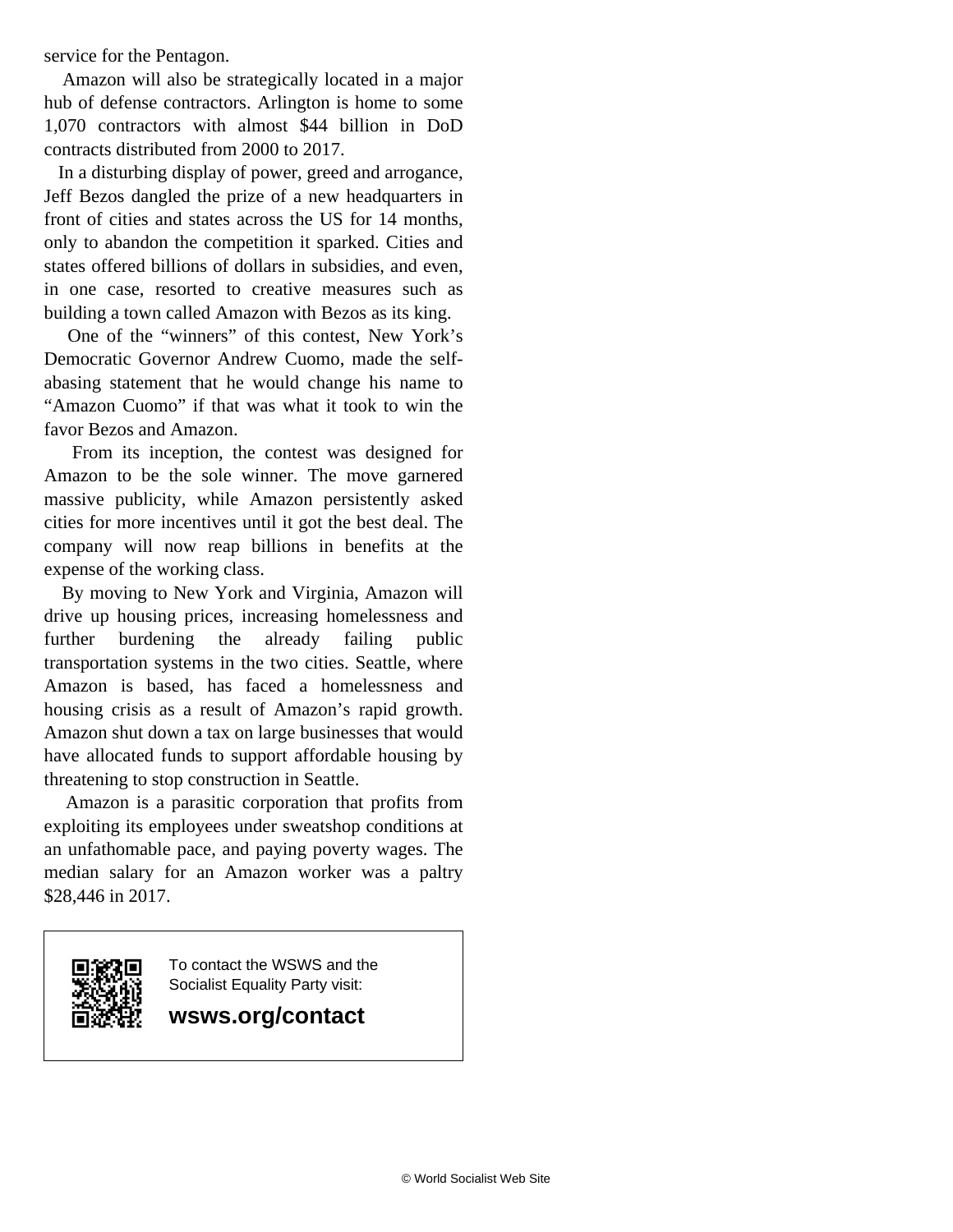service for the Pentagon.

Amazon will also be strategically located in a major hub of defense contractors. Arlington is home to some 1,070 contractors with almost $44 billion in DoD contracts distributed from 2000 to 2017.

In a disturbing display of power, greed and arrogance, Jeff Bezos dangled the prize of a new headquarters in front of cities and states across the US for 14 months, only to abandon the competition it sparked. Cities and states offered billions of dollars in subsidies, and even, in one case, resorted to creative measures such as building a town called Amazon with Bezos as its king.

One of the "winners" of this contest, New York's Democratic Governor Andrew Cuomo, made the self-abasing statement that he would change his name to "Amazon Cuomo" if that was what it took to win the favor Bezos and Amazon.

From its inception, the contest was designed for Amazon to be the sole winner. The move garnered massive publicity, while Amazon persistently asked cities for more incentives until it got the best deal. The company will now reap billions in benefits at the expense of the working class.

By moving to New York and Virginia, Amazon will drive up housing prices, increasing homelessness and further burdening the already failing public transportation systems in the two cities. Seattle, where Amazon is based, has faced a homelessness and housing crisis as a result of Amazon's rapid growth. Amazon shut down a tax on large businesses that would have allocated funds to support affordable housing by threatening to stop construction in Seattle.

Amazon is a parasitic corporation that profits from exploiting its employees under sweatshop conditions at an unfathomable pace, and paying poverty wages. The median salary for an Amazon worker was a paltry $28,446 in 2017.

To contact the WSWS and the Socialist Equality Party visit:

**wsws.org/contact**